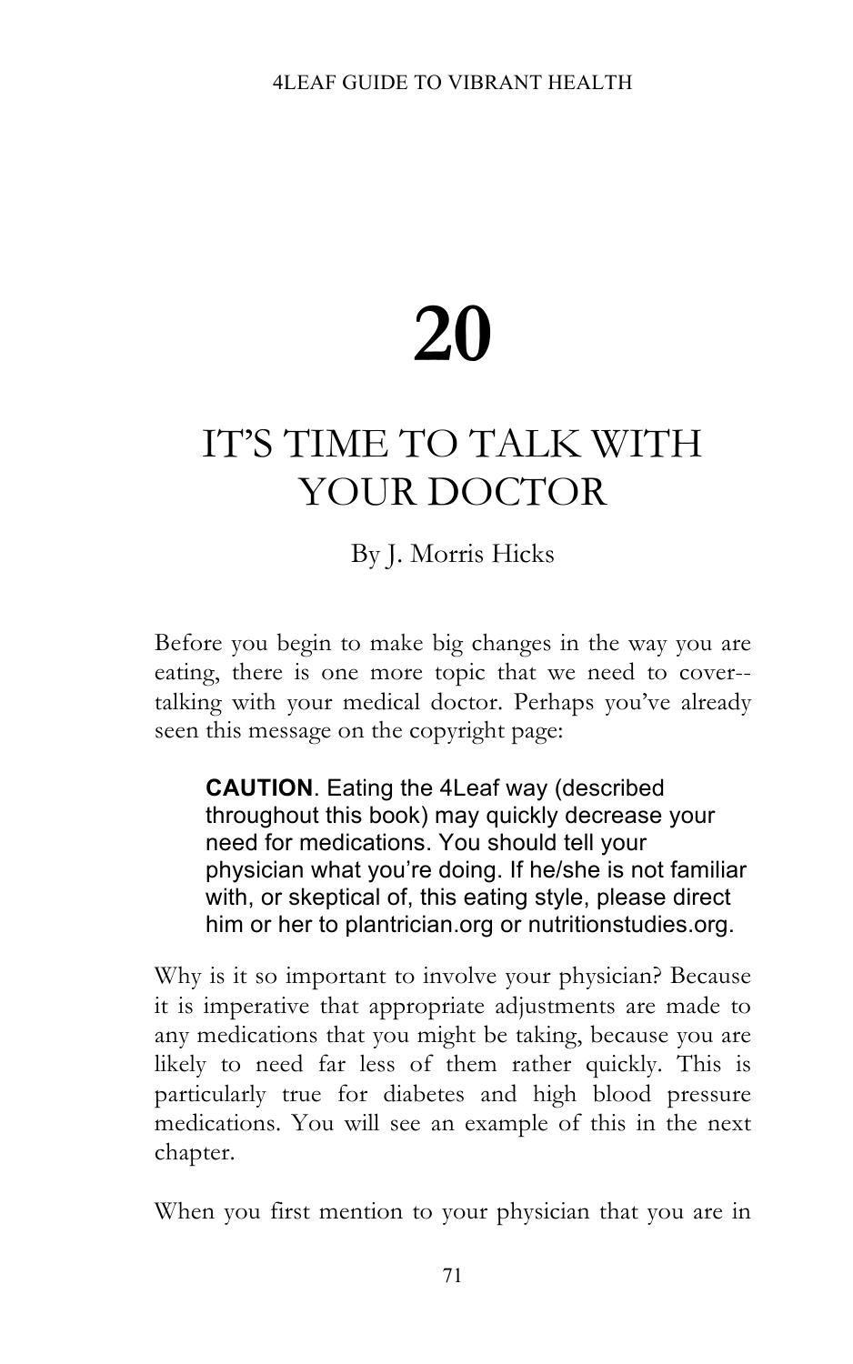# 20

# IT'S TIME TO TALK WITH YOUR DOCTOR

By J. Morris Hicks

Before you begin to make big changes in the way you are eating, there is one more topic that we need to cover--talking with your medical doctor. Perhaps you've already seen this message on the copyright page:

> **CAUTION**. Eating the 4Leaf way (described throughout this book) may quickly decrease your need for medications. You should tell your physician what you're doing. If he/she is not familiar with, or skeptical of, this eating style, please direct him or her to plantrician.org or nutritionstudies.org.

Why is it so important to involve your physician? Because it is imperative that appropriate adjustments are made to any medications that you might be taking, because you are likely to need far less of them rather quickly. This is particularly true for diabetes and high blood pressure medications. You will see an example of this in the next chapter.

When you first mention to your physician that you are in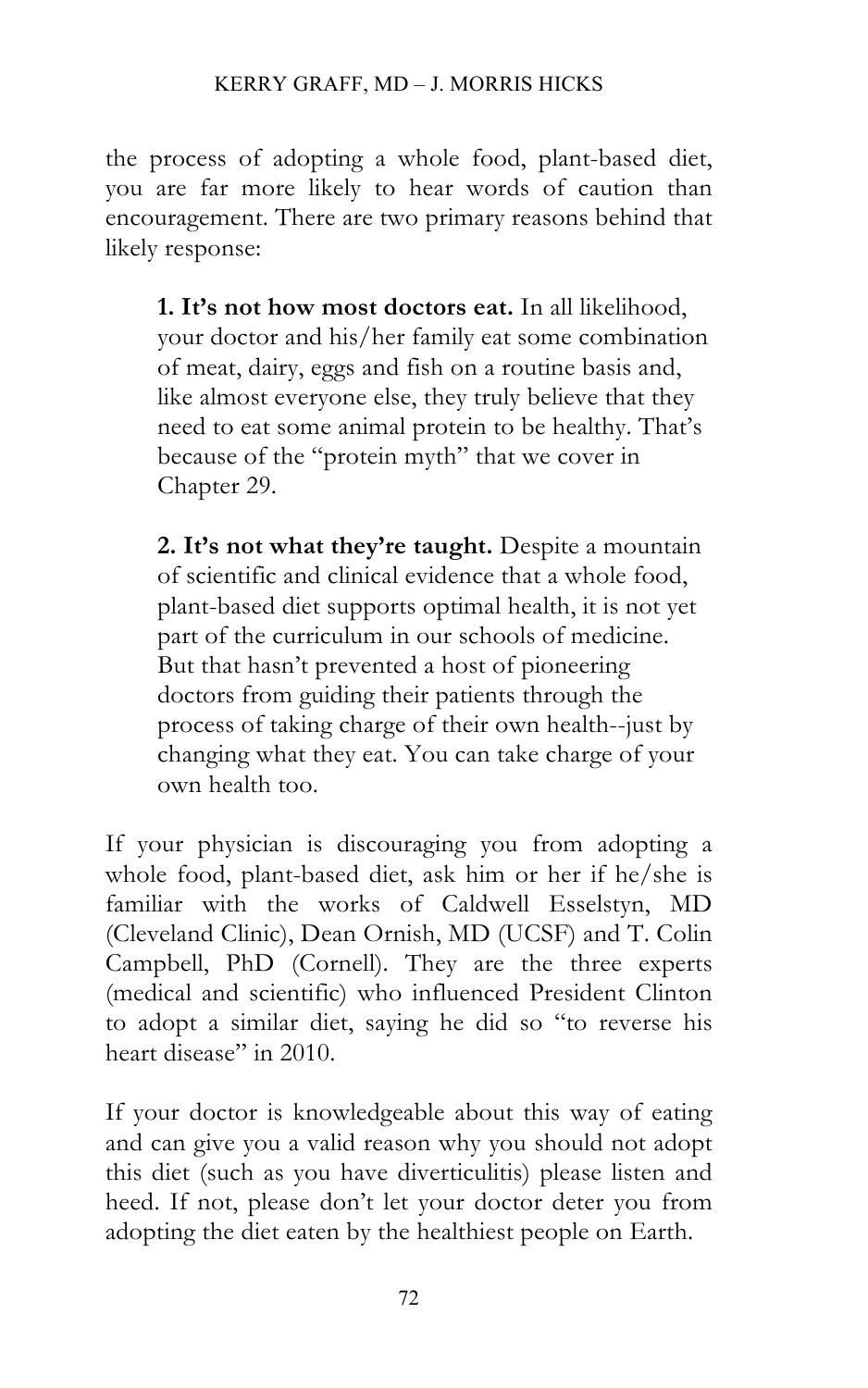the process of adopting a whole food, plant-based diet, you are far more likely to hear words of caution than encouragement. There are two primary reasons behind that likely response:

> **1. It's not how most doctors eat.** In all likelihood, your doctor and his/her family eat some combination of meat, dairy, eggs and fish on a routine basis and, like almost everyone else, they truly believe that they need to eat some animal protein to be healthy. That's because of the "protein myth" that we cover in Chapter 29.
>
> **2. It's not what they're taught.** Despite a mountain of scientific and clinical evidence that a whole food, plant-based diet supports optimal health, it is not yet part of the curriculum in our schools of medicine. But that hasn't prevented a host of pioneering doctors from guiding their patients through the process of taking charge of their own health--just by changing what they eat. You can take charge of your own health too.

If your physician is discouraging you from adopting a whole food, plant-based diet, ask him or her if he/she is familiar with the works of Caldwell Esselstyn, MD (Cleveland Clinic), Dean Ornish, MD (UCSF) and T. Colin Campbell, PhD (Cornell). They are the three experts (medical and scientific) who influenced President Clinton to adopt a similar diet, saying he did so "to reverse his heart disease" in 2010.

If your doctor is knowledgeable about this way of eating and can give you a valid reason why you should not adopt this diet (such as you have diverticulitis) please listen and heed. If not, please don't let your doctor deter you from adopting the diet eaten by the healthiest people on Earth.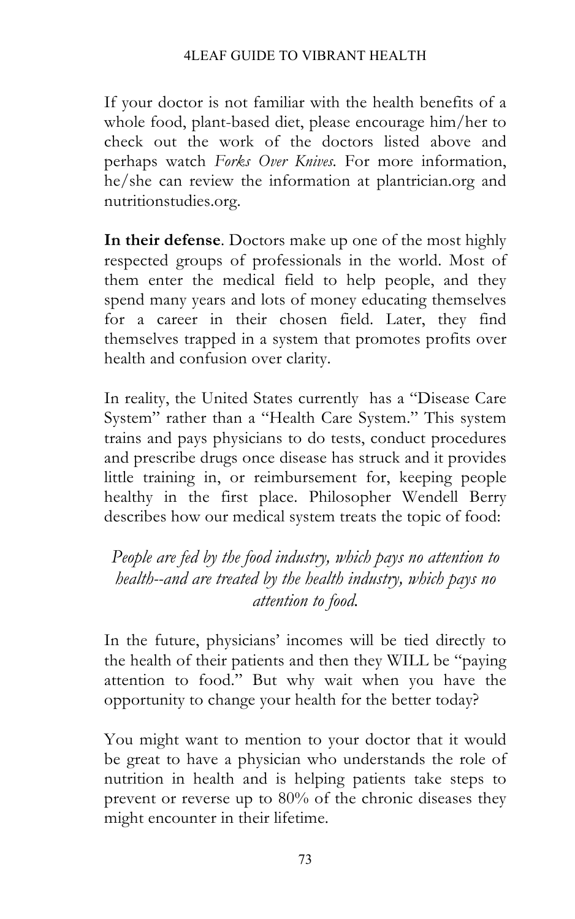If your doctor is not familiar with the health benefits of a whole food, plant-based diet, please encourage him/her to check out the work of the doctors listed above and perhaps watch *Forks Over Knives.* For more information, he/she can review the information at plantrician.org and nutritionstudies.org.

**In their defense**. Doctors make up one of the most highly respected groups of professionals in the world. Most of them enter the medical field to help people, and they spend many years and lots of money educating themselves for a career in their chosen field. Later, they find themselves trapped in a system that promotes profits over health and confusion over clarity.

In reality, the United States currently has a "Disease Care System" rather than a "Health Care System." This system trains and pays physicians to do tests, conduct procedures and prescribe drugs once disease has struck and it provides little training in, or reimbursement for, keeping people healthy in the first place. Philosopher Wendell Berry describes how our medical system treats the topic of food:

> *People are fed by the food industry, which pays no attention to health--and are treated by the health industry, which pays no attention to food.*

In the future, physicians' incomes will be tied directly to the health of their patients and then they WILL be "paying attention to food." But why wait when you have the opportunity to change your health for the better today?

You might want to mention to your doctor that it would be great to have a physician who understands the role of nutrition in health and is helping patients take steps to prevent or reverse up to 80% of the chronic diseases they might encounter in their lifetime.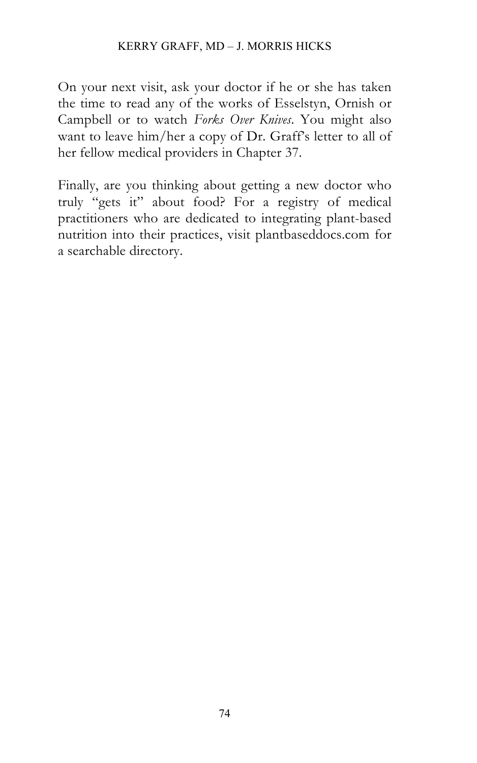On your next visit, ask your doctor if he or she has taken the time to read any of the works of Esselstyn, Ornish or Campbell or to watch *Forks Over Knives*. You might also want to leave him/her a copy of Dr. Graff's letter to all of her fellow medical providers in Chapter 37.

Finally, are you thinking about getting a new doctor who truly "gets it" about food? For a registry of medical practitioners who are dedicated to integrating plant-based nutrition into their practices, visit plantbaseddocs.com for a searchable directory.